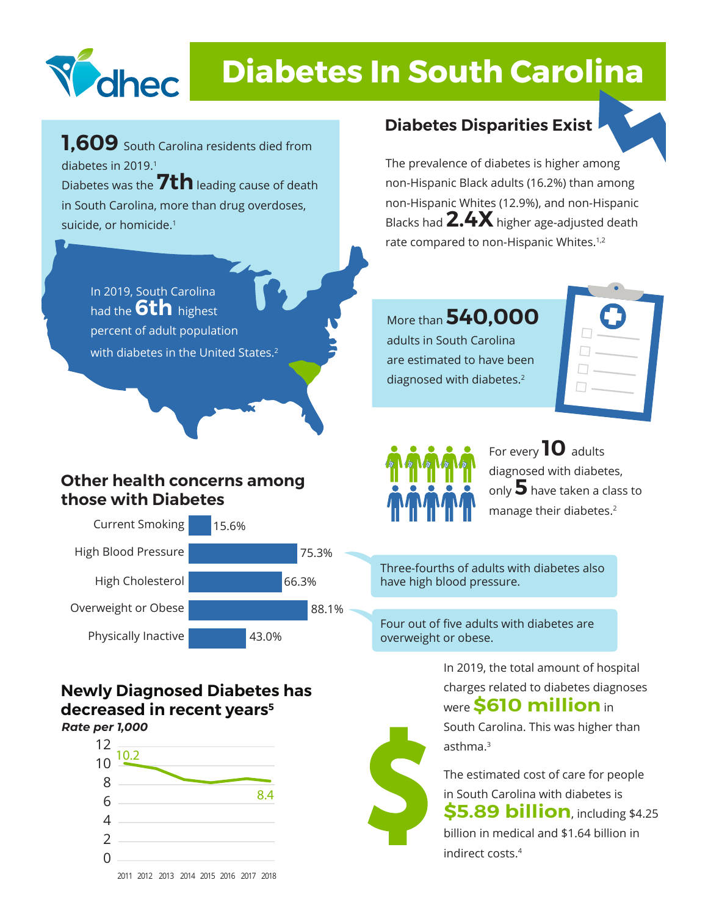# Diabetes In South Carolina

**1,609** South Carolina residents died from diabetes in 2019.[1]
Diabetes was the **7th** leading cause of death in South Carolina, more than drug overdoses, suicide, or homicide.[1]

In 2019, South Carolina had the **6th** highest percent of adult population with diabetes in the United States.[2]

## Diabetes Disparities Exist

The prevalence of diabetes is higher among non-Hispanic Black adults (16.2%) than among non-Hispanic Whites (12.9%), and non-Hispanic Blacks had **2.4X** higher age-adjusted death rate compared to non-Hispanic Whites.[1,2]

More than **540,000** adults in South Carolina are estimated to have been diagnosed with diabetes.[2]

For every **10** adults diagnosed with diabetes, only **5** have taken a class to manage their diabetes.[2]

## Other health concerns among those with Diabetes

| Concern | Percent |
|---|---|
| Current Smoking | 15.6% |
| High Blood Pressure | 75.3% |
| High Cholesterol | 66.3% |
| Overweight or Obese | 88.1% |
| Physically Inactive | 43.0% |

Three-fourths of adults with diabetes also have high blood pressure.

Four out of five adults with diabetes are overweight or obese.

## Newly Diagnosed Diabetes has decreased in recent years[5]

***Rate per 1,000***

| Year | 2011 | 2018 |
|---|---|---|
| Rate | 10.2 | 8.4 |

In 2019, the total amount of hospital charges related to diabetes diagnoses were **$610 million** in South Carolina. This was higher than asthma.[3]

The estimated cost of care for people in South Carolina with diabetes is **$5.89 billion**, including $4.25 billion in medical and $1.64 billion in indirect costs.[4]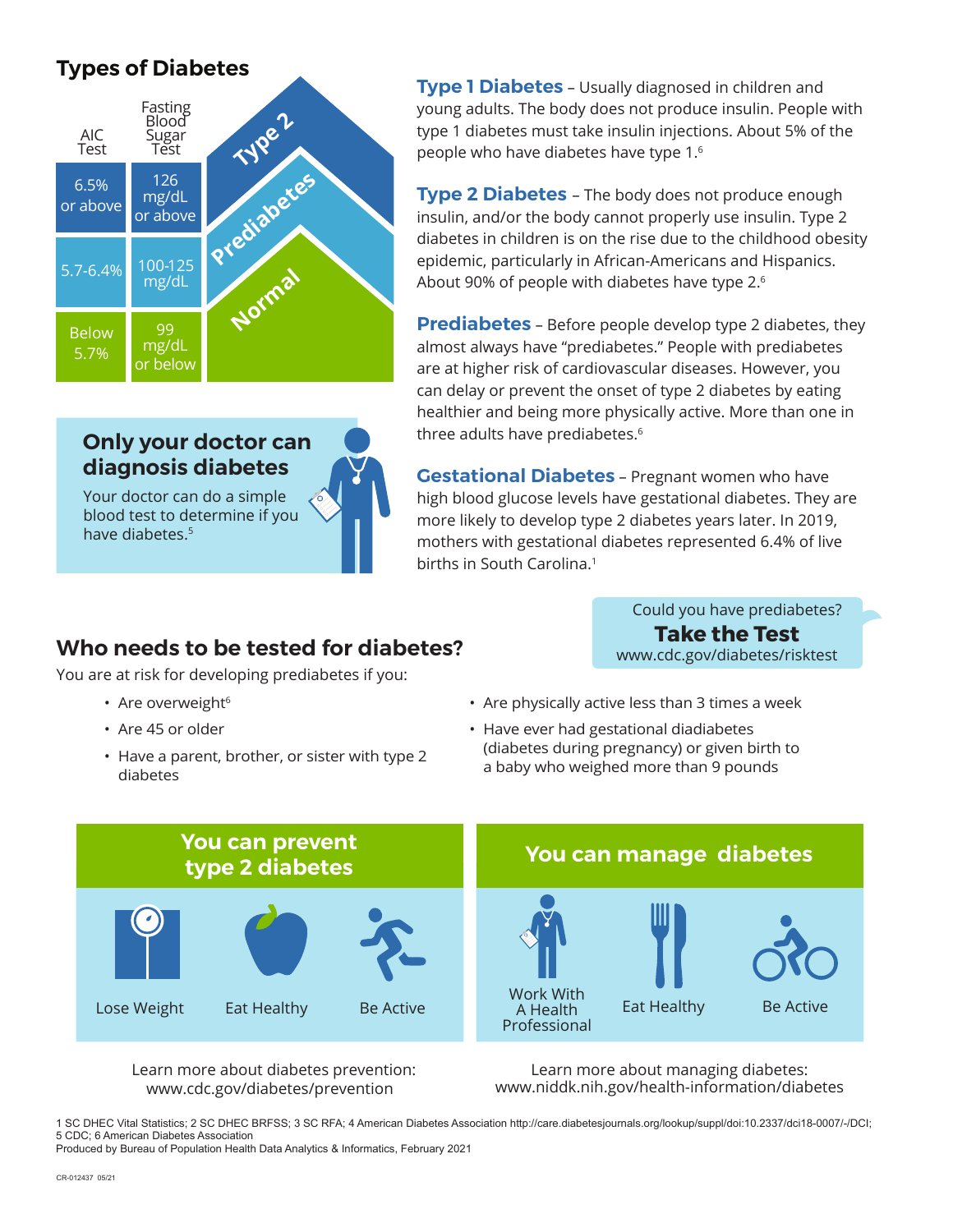## Types of Diabetes

| AIC Test | Fasting Blood Sugar Test | |
|---|---|---|
| 6.5% or above | 126 mg/dL or above | Type 2 |
| 5.7-6.4% | 100-125 mg/dL | Prediabetes |
| Below 5.7% | 99 mg/dL or below | Normal |

### Only your doctor can diagnosis diabetes

Your doctor can do a simple blood test to determine if you have diabetes.[5]

**Type 1 Diabetes** – Usually diagnosed in children and young adults. The body does not produce insulin. People with type 1 diabetes must take insulin injections. About 5% of the people who have diabetes have type 1.[6]

**Type 2 Diabetes** – The body does not produce enough insulin, and/or the body cannot properly use insulin. Type 2 diabetes in children is on the rise due to the childhood obesity epidemic, particularly in African-Americans and Hispanics. About 90% of people with diabetes have type 2.[6]

**Prediabetes** – Before people develop type 2 diabetes, they almost always have "prediabetes." People with prediabetes are at higher risk of cardiovascular diseases. However, you can delay or prevent the onset of type 2 diabetes by eating healthier and being more physically active. More than one in three adults have prediabetes.[6]

**Gestational Diabetes** – Pregnant women who have high blood glucose levels have gestational diabetes. They are more likely to develop type 2 diabetes years later. In 2019, mothers with gestational diabetes represented 6.4% of live births in South Carolina.[1]

Could you have prediabetes?
**Take the Test**
www.cdc.gov/diabetes/risktest

## Who needs to be tested for diabetes?

You are at risk for developing prediabetes if you:

- Are overweight[6]
- Are 45 or older
- Have a parent, brother, or sister with type 2 diabetes
- Are physically active less than 3 times a week
- Have ever had gestational diadiabetes (diabetes during pregnancy) or given birth to a baby who weighed more than 9 pounds

## You can prevent type 2 diabetes

Lose Weight

Eat Healthy

Be Active

Learn more about diabetes prevention:
www.cdc.gov/diabetes/prevention

## You can manage diabetes

Work With A Health Professional

Eat Healthy

Be Active

Learn more about managing diabetes:
www.niddk.nih.gov/health-information/diabetes

1 SC DHEC Vital Statistics; 2 SC DHEC BRFSS; 3 SC RFA; 4 American Diabetes Association http://care.diabetesjournals.org/lookup/suppl/doi:10.2337/dci18-0007/-/DCI; 5 CDC; 6 American Diabetes Association
Produced by Bureau of Population Health Data Analytics & Informatics, February 2021

CR-012437 05/21